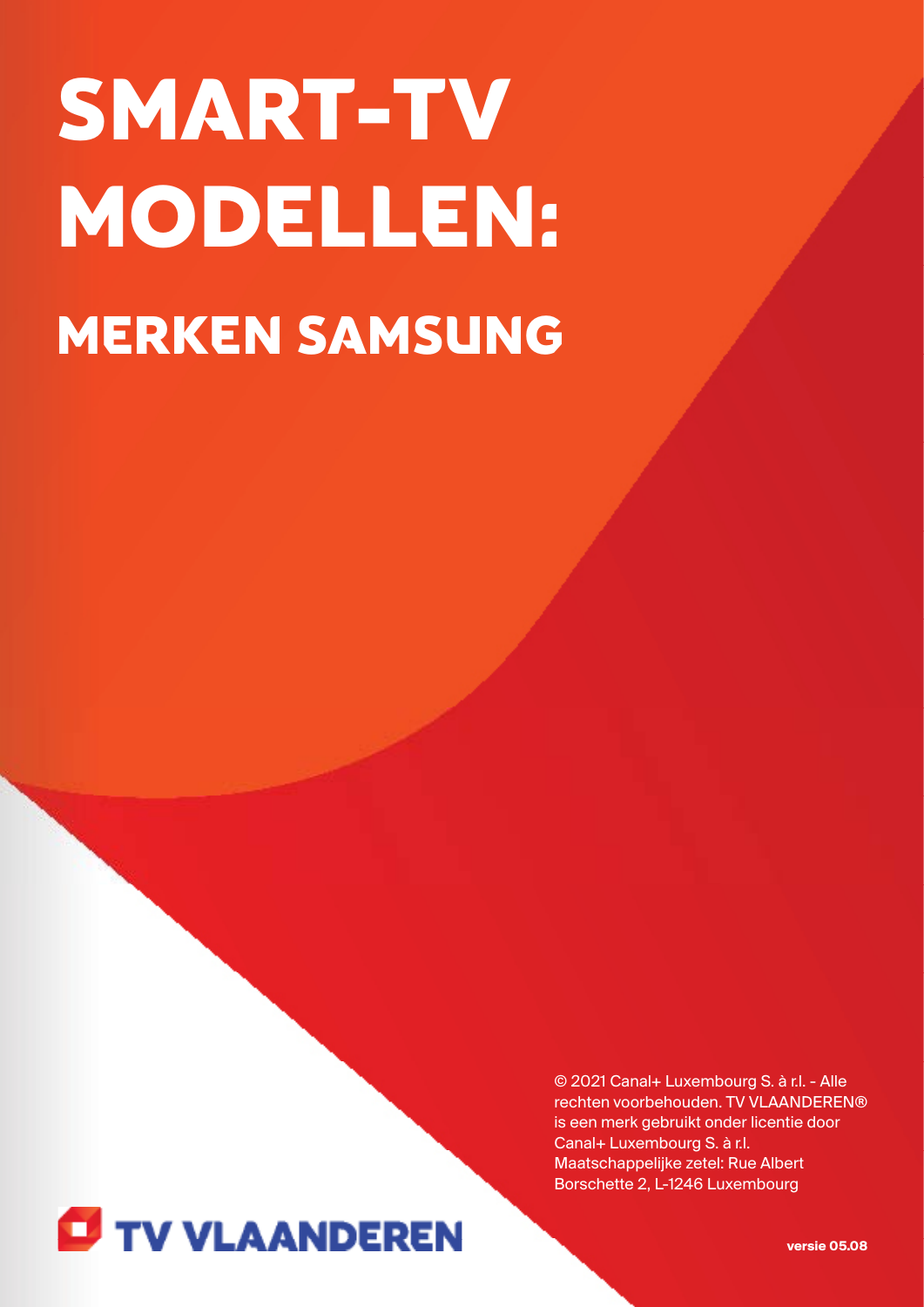# SMART-TV MODELLEN:

## MERKEN SAMSUNG

© 2021 Canal+ Luxembourg S. à r.l. - Alle rechten voorbehouden. TV VLAANDEREN® is een merk gebruikt onder licentie door Canal+ Luxembourg S. à r.l. Maatschappelijke zetel: Rue Albert Borschette 2, L-1246 Luxembourg

TV VLAANDEREN

**versie 05.08**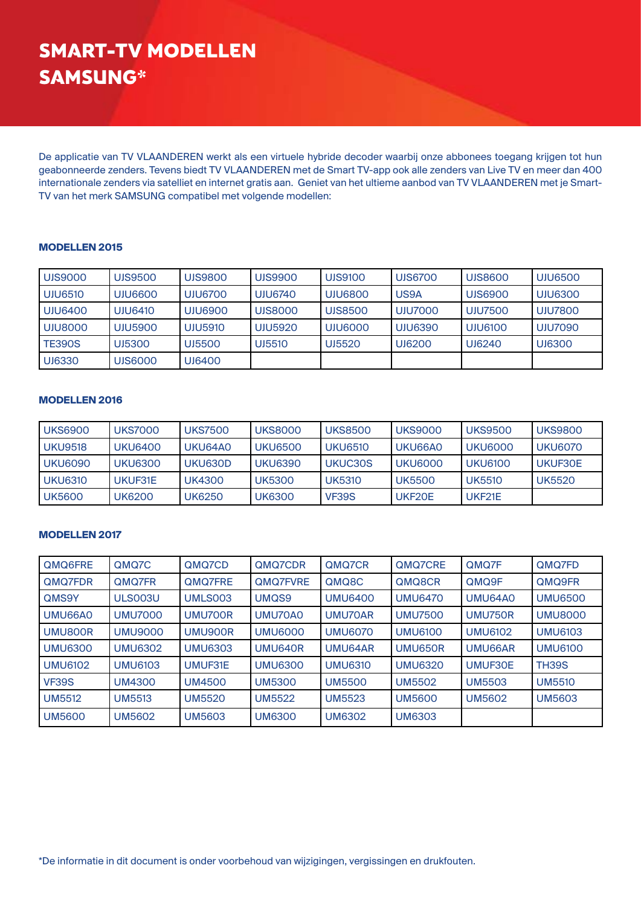# SMART-TV MODELLEN SAMSUNG*

De applicatie van TV VLAANDEREN werkt als een virtuele hybride decoder waarbij onze abbonees toegang krijgen tot hun geabonneerde zenders. Tevens biedt TV VLAANDEREN met de Smart TV-app ook alle zenders van Live TV en meer dan 400 internationale zenders via satelliet en internet gratis aan. Geniet van het ultieme aanbod van TV VLAANDEREN met je Smart-TV van het merk SAMSUNG compatibel met volgende modellen:

### MODELLEN 2015

| | | | | | | | |
|---|---|---|---|---|---|---|---|
| UJS9000 | UJS9500 | UJS9800 | UJS9900 | UJS9100 | UJS6700 | UJS8600 | UJU6500 |
| UJU6510 | UJU6600 | UJU6700 | UJU6740 | UJU6800 | US9A | UJS6900 | UJU6300 |
| UJU6400 | UJU6410 | UJU6900 | UJS8000 | UJS8500 | UJU7000 | UJU7500 | UJU7800 |
| UJU8000 | UJU5900 | UJU5910 | UJU5920 | UJU6000 | UJU6390 | UJU6100 | UJU7090 |
| TE390S | UJ5300 | UJ5500 | UJ5510 | UJ5520 | UJ6200 | UJ6240 | UJ6300 |
| UJ6330 | UJS6000 | UJ6400 | | | | | |

### MODELLEN 2016

| | | | | | | | |
|---|---|---|---|---|---|---|---|
| UKS6900 | UKS7000 | UKS7500 | UKS8000 | UKS8500 | UKS9000 | UKS9500 | UKS9800 |
| UKU9518 | UKU6400 | UKU64A0 | UKU6500 | UKU6510 | UKU66A0 | UKU6000 | UKU6070 |
| UKU6090 | UKU6300 | UKU630D | UKU6390 | UKUC30S | UKU6000 | UKU6100 | UKUF30E |
| UKU6310 | UKUF31E | UK4300 | UK5300 | UK5310 | UK5500 | UK5510 | UK5520 |
| UK5600 | UK6200 | UK6250 | UK6300 | VF39S | UKF20E | UKF21E | |

### MODELLEN 2017

| | | | | | | | |
|---|---|---|---|---|---|---|---|
| QMQ6FRE | QMQ7C | QMQ7CD | QMQ7CDR | QMQ7CR | QMQ7CRE | QMQ7F | QMQ7FD |
| QMQ7FDR | QMQ7FR | QMQ7FRE | QMQ7FVRE | QMQ8C | QMQ8CR | QMQ9F | QMQ9FR |
| QMS9Y | ULS003U | UMLS003 | UMQS9 | UMU6400 | UMU6470 | UMU64A0 | UMU6500 |
| UMU66A0 | UMU7000 | UMU700R | UMU70A0 | UMU70AR | UMU7500 | UMU750R | UMU8000 |
| UMU800R | UMU9000 | UMU900R | UMU6000 | UMU6070 | UMU6100 | UMU6102 | UMU6103 |
| UMU6300 | UMU6302 | UMU6303 | UMU640R | UMU64AR | UMU650R | UMU66AR | UMU6100 |
| UMU6102 | UMU6103 | UMUF31E | UMU6300 | UMU6310 | UMU6320 | UMUF30E | TH39S |
| VF39S | UM4300 | UM4500 | UM5300 | UM5500 | UM5502 | UM5503 | UM5510 |
| UM5512 | UM5513 | UM5520 | UM5522 | UM5523 | UM5600 | UM5602 | UM5603 |
| UM5600 | UM5602 | UM5603 | UM6300 | UM6302 | UM6303 | | |

*De informatie in dit document is onder voorbehoud van wijzigingen, vergissingen en drukfouten.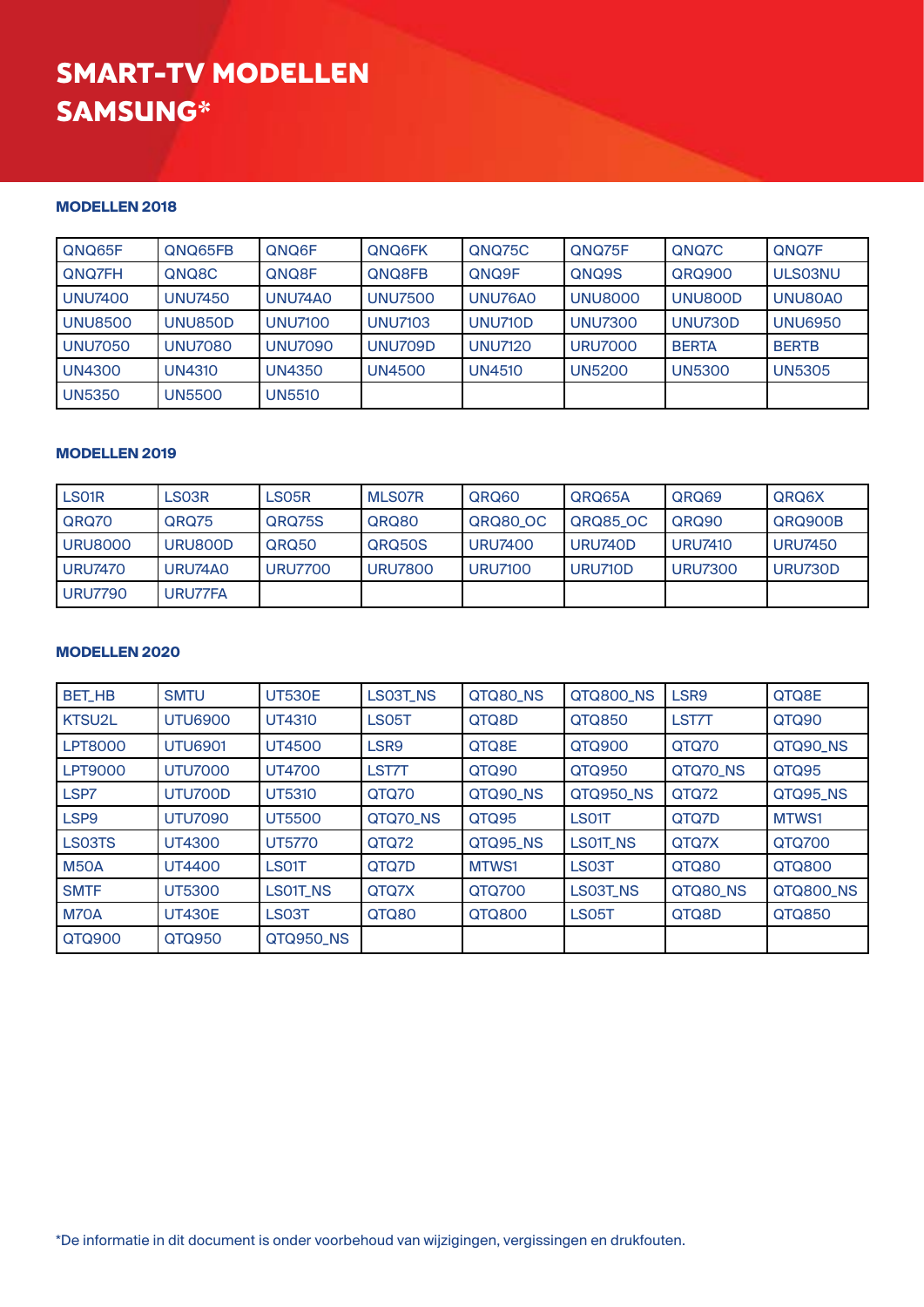# SMART-TV MODELLEN SAMSUNG*

### MODELLEN 2018

| | | | | | | | |
|---|---|---|---|---|---|---|---|
| QNQ65F | QNQ65FB | QNQ6F | QNQ6FK | QNQ75C | QNQ75F | QNQ7C | QNQ7F |
| QNQ7FH | QNQ8C | QNQ8F | QNQ8FB | QNQ9F | QNQ9S | QRQ900 | ULS03NU |
| UNU7400 | UNU7450 | UNU74A0 | UNU7500 | UNU76A0 | UNU8000 | UNU800D | UNU80A0 |
| UNU8500 | UNU850D | UNU7100 | UNU7103 | UNU710D | UNU7300 | UNU730D | UNU6950 |
| UNU7050 | UNU7080 | UNU7090 | UNU709D | UNU7120 | URU7000 | BERTA | BERTB |
| UN4300 | UN4310 | UN4350 | UN4500 | UN4510 | UN5200 | UN5300 | UN5305 |
| UN5350 | UN5500 | UN5510 | | | | | |

### MODELLEN 2019

| | | | | | | | |
|---|---|---|---|---|---|---|---|
| LS01R | LS03R | LS05R | MLS07R | QRQ60 | QRQ65A | QRQ69 | QRQ6X |
| QRQ70 | QRQ75 | QRQ75S | QRQ80 | QRQ80_OC | QRQ85_OC | QRQ90 | QRQ900B |
| URU8000 | URU800D | QRQ50 | QRQ50S | URU7400 | URU740D | URU7410 | URU7450 |
| URU7470 | URU74A0 | URU7700 | URU7800 | URU7100 | URU710D | URU7300 | URU730D |
| URU7790 | URU77FA | | | | | | |

### MODELLEN 2020

| | | | | | | | |
|---|---|---|---|---|---|---|---|
| BET_HB | SMTU | UT530E | LS03T_NS | QTQ80_NS | QTQ800_NS | LSR9 | QTQ8E |
| KTSU2L | UTU6900 | UT4310 | LS05T | QTQ8D | QTQ850 | LST7T | QTQ90 |
| LPT8000 | UTU6901 | UT4500 | LSR9 | QTQ8E | QTQ900 | QTQ70 | QTQ90_NS |
| LPT9000 | UTU7000 | UT4700 | LST7T | QTQ90 | QTQ950 | QTQ70_NS | QTQ95 |
| LSP7 | UTU700D | UT5310 | QTQ70 | QTQ90_NS | QTQ950_NS | QTQ72 | QTQ95_NS |
| LSP9 | UTU7090 | UT5500 | QTQ70_NS | QTQ95 | LS01T | QTQ7D | MTWS1 |
| LS03TS | UT4300 | UT5770 | QTQ72 | QTQ95_NS | LS01T_NS | QTQ7X | QTQ700 |
| M50A | UT4400 | LS01T | QTQ7D | MTWS1 | LS03T | QTQ80 | QTQ800 |
| SMTF | UT5300 | LS01T_NS | QTQ7X | QTQ700 | LS03T_NS | QTQ80_NS | QTQ800_NS |
| M70A | UT430E | LS03T | QTQ80 | QTQ800 | LS05T | QTQ8D | QTQ850 |
| QTQ900 | QTQ950 | QTQ950_NS | | | | | |

*De informatie in dit document is onder voorbehoud van wijzigingen, vergissingen en drukfouten.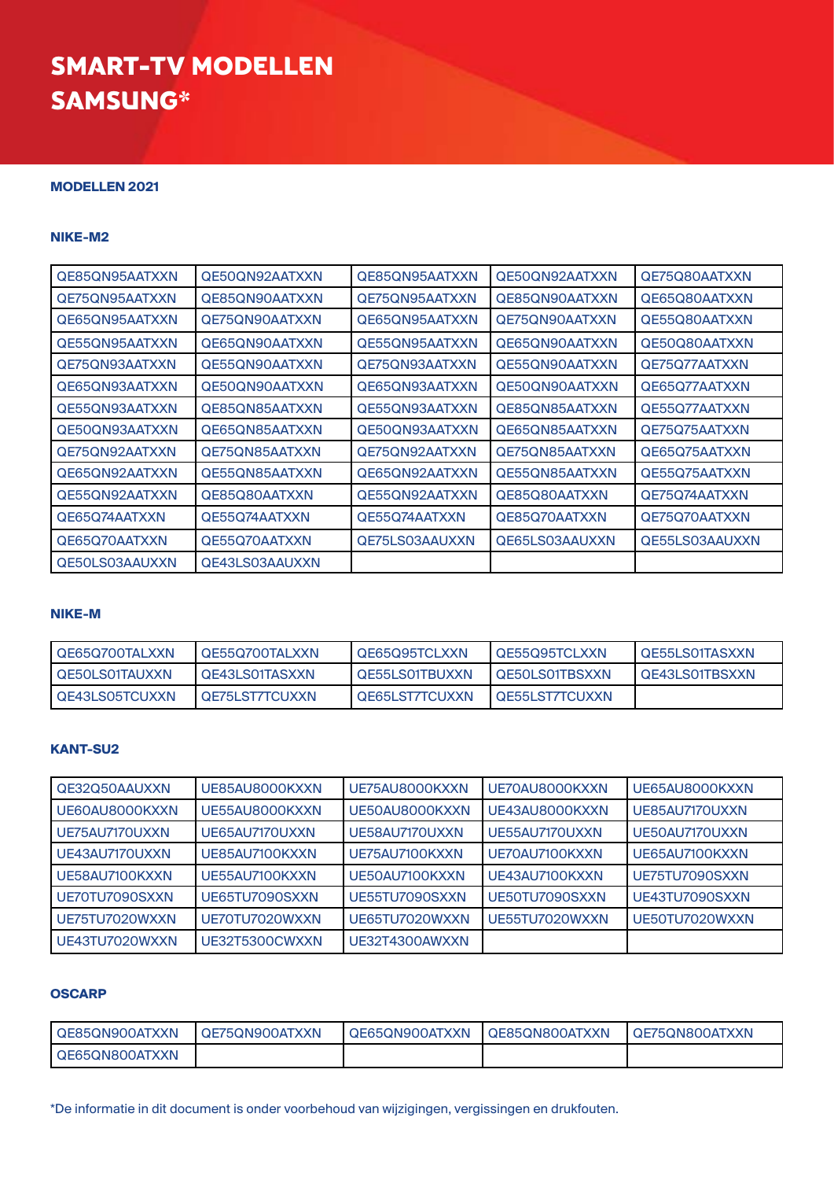# SMART-TV MODELLEN SAMSUNG*

## MODELLEN 2021

### NIKE-M2

| | | | | |
|---|---|---|---|---|
| QE85QN95AATXXN | QE50QN92AATXXN | QE85QN95AATXXN | QE50QN92AATXXN | QE75Q80AATXXN |
| QE75QN95AATXXN | QE85QN90AATXXN | QE75QN95AATXXN | QE85QN90AATXXN | QE65Q80AATXXN |
| QE65QN95AATXXN | QE75QN90AATXXN | QE65QN95AATXXN | QE75QN90AATXXN | QE55Q80AATXXN |
| QE55QN95AATXXN | QE65QN90AATXXN | QE55QN95AATXXN | QE65QN90AATXXN | QE50Q80AATXXN |
| QE75QN93AATXXN | QE55QN90AATXXN | QE75QN93AATXXN | QE55QN90AATXXN | QE75Q77AATXXN |
| QE65QN93AATXXN | QE50QN90AATXXN | QE65QN93AATXXN | QE50QN90AATXXN | QE65Q77AATXXN |
| QE55QN93AATXXN | QE85QN85AATXXN | QE55QN93AATXXN | QE85QN85AATXXN | QE55Q77AATXXN |
| QE50QN93AATXXN | QE65QN85AATXXN | QE50QN93AATXXN | QE65QN85AATXXN | QE75Q75AATXXN |
| QE75QN92AATXXN | QE75QN85AATXXN | QE75QN92AATXXN | QE75QN85AATXXN | QE65Q75AATXXN |
| QE65QN92AATXXN | QE55QN85AATXXN | QE65QN92AATXXN | QE55QN85AATXXN | QE55Q75AATXXN |
| QE55QN92AATXXN | QE85Q80AATXXN | QE55QN92AATXXN | QE85Q80AATXXN | QE75Q74AATXXN |
| QE65Q74AATXXN | QE55Q74AATXXN | QE55Q74AATXXN | QE85Q70AATXXN | QE75Q70AATXXN |
| QE65Q70AATXXN | QE55Q70AATXXN | QE75LS03AAUXXN | QE65LS03AAUXXN | QE55LS03AAUXXN |
| QE50LS03AAUXXN | QE43LS03AAUXXN | | | |

### NIKE-M

| | | | | |
|---|---|---|---|---|
| QE65Q700TALXXN | QE55Q700TALXXN | QE65Q95TCLXXN | QE55Q95TCLXXN | QE55LS01TASXXN |
| QE50LS01TAUXXN | QE43LS01TASXXN | QE55LS01TBUXXN | QE50LS01TBSXXN | QE43LS01TBSXXN |
| QE43LS05TCUXXN | QE75LST7TCUXXN | QE65LST7TCUXXN | QE55LST7TCUXXN | |

### KANT-SU2

| | | | | |
|---|---|---|---|---|
| QE32Q50AAUXXN | UE85AU8000KXXN | UE75AU8000KXXN | UE70AU8000KXXN | UE65AU8000KXXN |
| UE60AU8000KXXN | UE55AU8000KXXN | UE50AU8000KXXN | UE43AU8000KXXN | UE85AU7170UXXN |
| UE75AU7170UXXN | UE65AU7170UXXN | UE58AU7170UXXN | UE55AU7170UXXN | UE50AU7170UXXN |
| UE43AU7170UXXN | UE85AU7100KXXN | UE75AU7100KXXN | UE70AU7100KXXN | UE65AU7100KXXN |
| UE58AU7100KXXN | UE55AU7100KXXN | UE50AU7100KXXN | UE43AU7100KXXN | UE75TU7090SXXN |
| UE70TU7090SXXN | UE65TU7090SXXN | UE55TU7090SXXN | UE50TU7090SXXN | UE43TU7090SXXN |
| UE75TU7020WXXN | UE70TU7020WXXN | UE65TU7020WXXN | UE55TU7020WXXN | UE50TU7020WXXN |
| UE43TU7020WXXN | UE32T5300CWXXN | UE32T4300AWXXN | | |

### OSCARP

| | | | | |
|---|---|---|---|---|
| QE85QN900ATXXN | QE75QN900ATXXN | QE65QN900ATXXN | QE85QN800ATXXN | QE75QN800ATXXN |
| QE65QN800ATXXN | | | | |

*De informatie in dit document is onder voorbehoud van wijzigingen, vergissingen en drukfouten.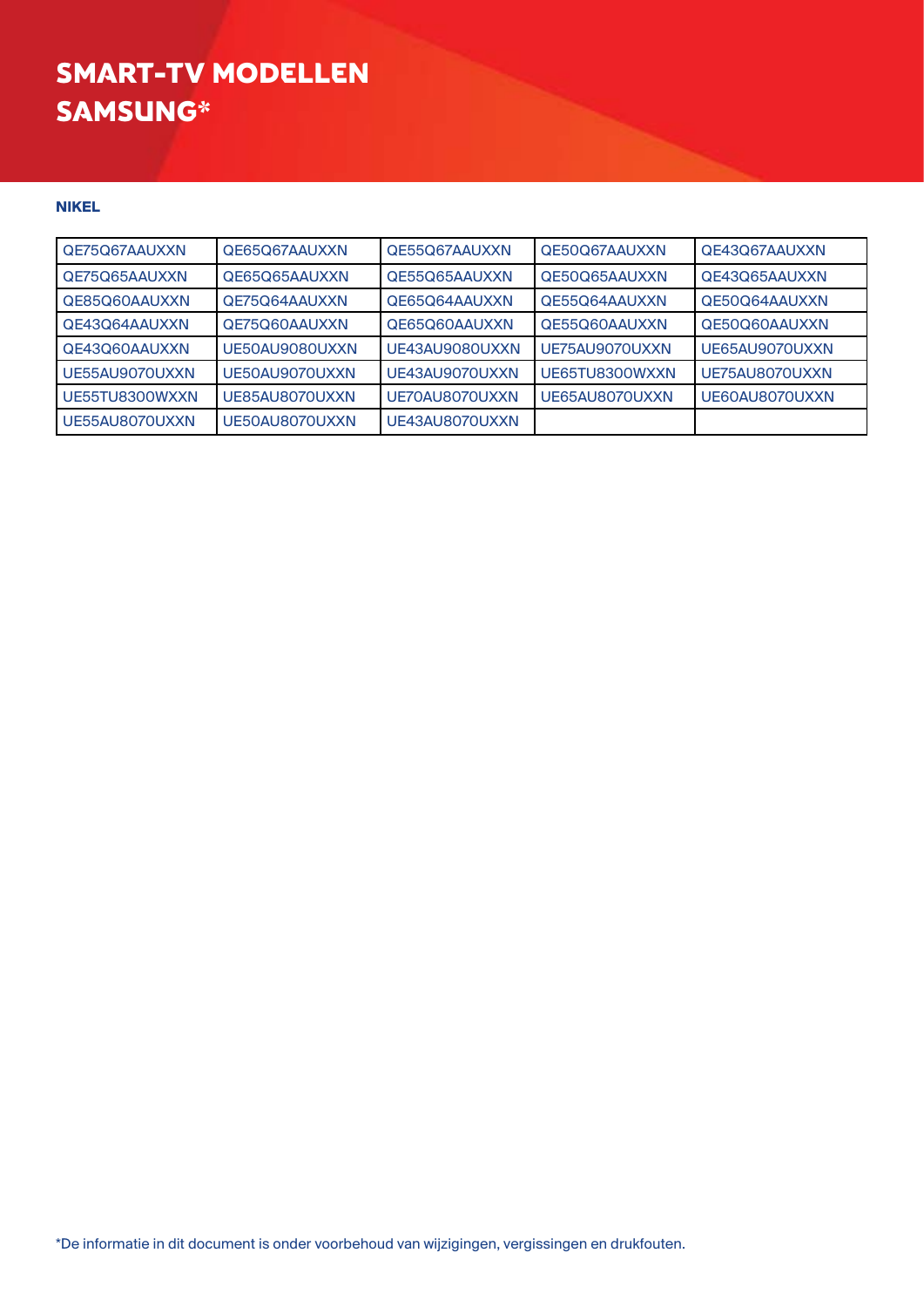# SMART-TV MODELLEN SAMSUNG*

**NIKEL**

| | | | | |
|---|---|---|---|---|
| QE75Q67AAUXXN | QE65Q67AAUXXN | QE55Q67AAUXXN | QE50Q67AAUXXN | QE43Q67AAUXXN |
| QE75Q65AAUXXN | QE65Q65AAUXXN | QE55Q65AAUXXN | QE50Q65AAUXXN | QE43Q65AAUXXN |
| QE85Q60AAUXXN | QE75Q64AAUXXN | QE65Q64AAUXXN | QE55Q64AAUXXN | QE50Q64AAUXXN |
| QE43Q64AAUXXN | QE75Q60AAUXXN | QE65Q60AAUXXN | QE55Q60AAUXXN | QE50Q60AAUXXN |
| QE43Q60AAUXXN | UE50AU9080UXXN | UE43AU9080UXXN | UE75AU9070UXXN | UE65AU9070UXXN |
| UE55AU9070UXXN | UE50AU9070UXXN | UE43AU9070UXXN | UE65TU8300WXXN | UE75AU8070UXXN |
| UE55TU8300WXXN | UE85AU8070UXXN | UE70AU8070UXXN | UE65AU8070UXXN | UE60AU8070UXXN |
| UE55AU8070UXXN | UE50AU8070UXXN | UE43AU8070UXXN | | |

*De informatie in dit document is onder voorbehoud van wijzigingen, vergissingen en drukfouten.